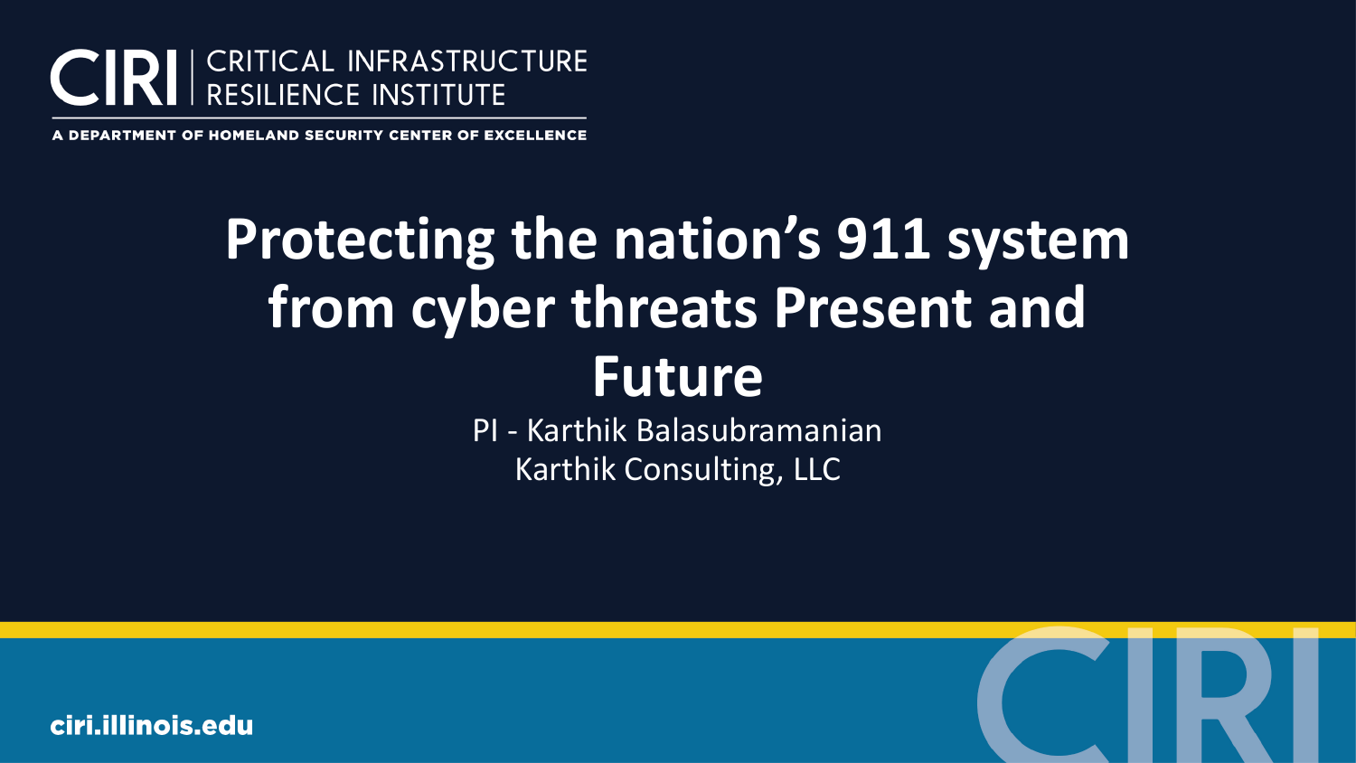CIRI | CRITICAL INFRASTRUCTURE RESILIENCE INSTITUTE

A DEPARTMENT OF HOMELAND SECURITY CENTER OF EXCELLENCE

# Protecting the nation's 911 system from cyber threats Present and Future

PI - Karthik Balasubramanian

Karthik Consulting, LLC

ciri.illinois.edu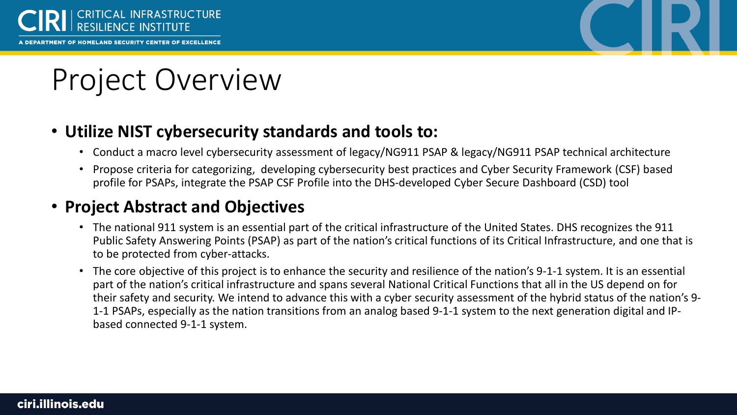# Project Overview

- **Utilize NIST cybersecurity standards and tools to:**
  - Conduct a macro level cybersecurity assessment of legacy/NG911 PSAP & legacy/NG911 PSAP technical architecture
  - Propose criteria for categorizing, developing cybersecurity best practices and Cyber Security Framework (CSF) based profile for PSAPs, integrate the PSAP CSF Profile into the DHS-developed Cyber Secure Dashboard (CSD) tool
- **Project Abstract and Objectives**
  - The national 911 system is an essential part of the critical infrastructure of the United States. DHS recognizes the 911 Public Safety Answering Points (PSAP) as part of the nation's critical functions of its Critical Infrastructure, and one that is to be protected from cyber-attacks.
  - The core objective of this project is to enhance the security and resilience of the nation's 9-1-1 system. It is an essential part of the nation's critical infrastructure and spans several National Critical Functions that all in the US depend on for their safety and security. We intend to advance this with a cyber security assessment of the hybrid status of the nation's 9-1-1 PSAPs, especially as the nation transitions from an analog based 9-1-1 system to the next generation digital and IP-based connected 9-1-1 system.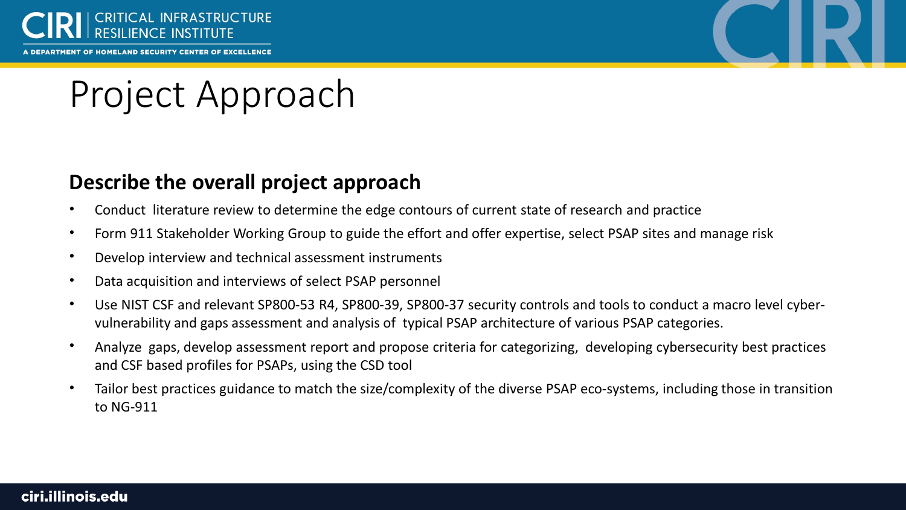# Project Approach

## Describe the overall project approach

- Conduct  literature review to determine the edge contours of current state of research and practice
- Form 911 Stakeholder Working Group to guide the effort and offer expertise, select PSAP sites and manage risk
- Develop interview and technical assessment instruments
- Data acquisition and interviews of select PSAP personnel
- Use NIST CSF and relevant SP800-53 R4, SP800-39, SP800-37 security controls and tools to conduct a macro level cyber-vulnerability and gaps assessment and analysis of  typical PSAP architecture of various PSAP categories.
- Analyze  gaps, develop assessment report and propose criteria for categorizing,  developing cybersecurity best practices and CSF based profiles for PSAPs, using the CSD tool
- Tailor best practices guidance to match the size/complexity of the diverse PSAP eco-systems, including those in transition to NG-911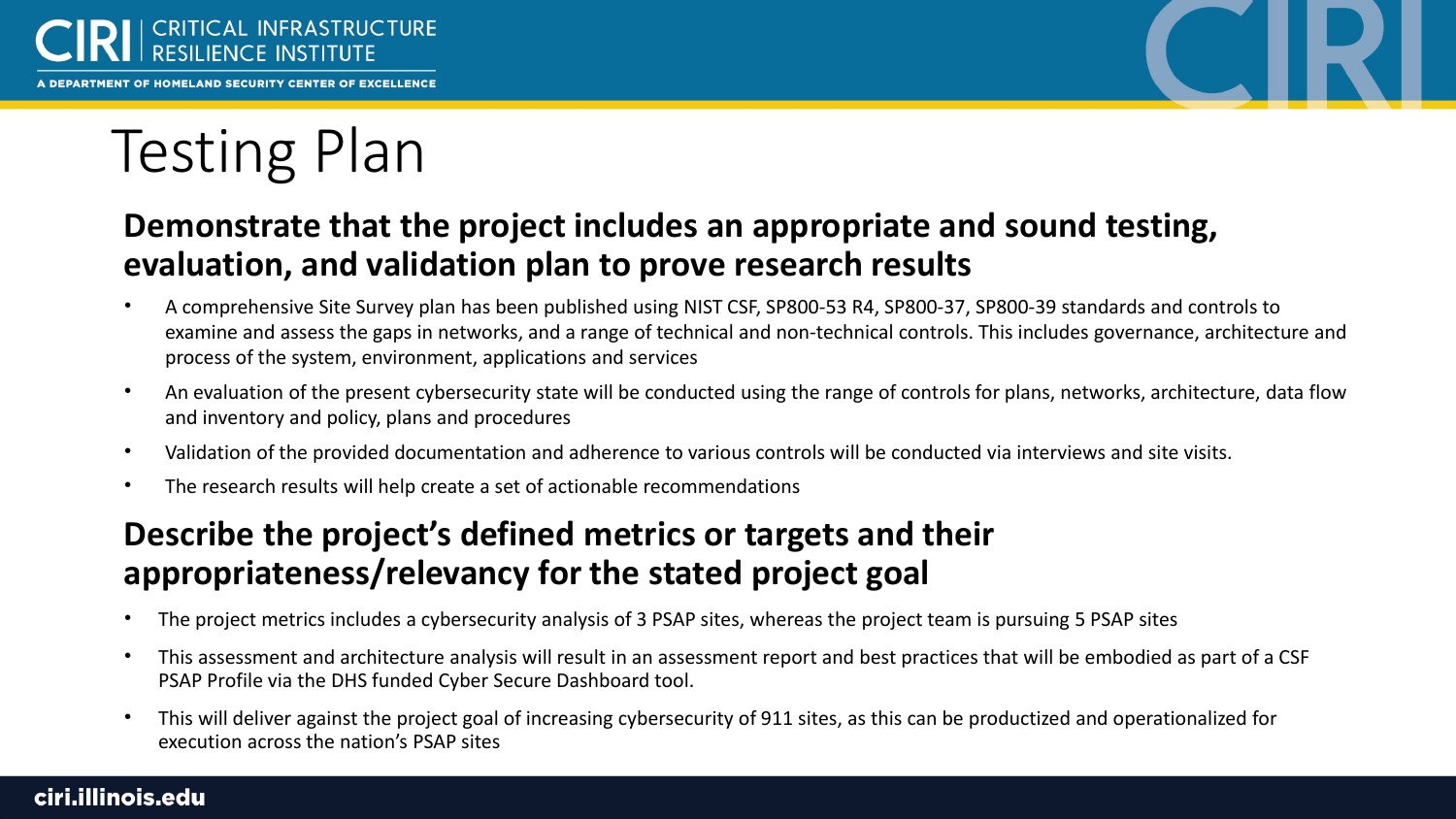# Testing Plan

## Demonstrate that the project includes an appropriate and sound testing, evaluation, and validation plan to prove research results

- A comprehensive Site Survey plan has been published using NIST CSF, SP800-53 R4, SP800-37, SP800-39 standards and controls to examine and assess the gaps in networks, and a range of technical and non-technical controls. This includes governance, architecture and process of the system, environment, applications and services
- An evaluation of the present cybersecurity state will be conducted using the range of controls for plans, networks, architecture, data flow and inventory and policy, plans and procedures
- Validation of the provided documentation and adherence to various controls will be conducted via interviews and site visits.
- The research results will help create a set of actionable recommendations

## Describe the project's defined metrics or targets and their appropriateness/relevancy for the stated project goal

- The project metrics includes a cybersecurity analysis of 3 PSAP sites, whereas the project team is pursuing 5 PSAP sites
- This assessment and architecture analysis will result in an assessment report and best practices that will be embodied as part of a CSF PSAP Profile via the DHS funded Cyber Secure Dashboard tool.
- This will deliver against the project goal of increasing cybersecurity of 911 sites, as this can be productized and operationalized for execution across the nation's PSAP sites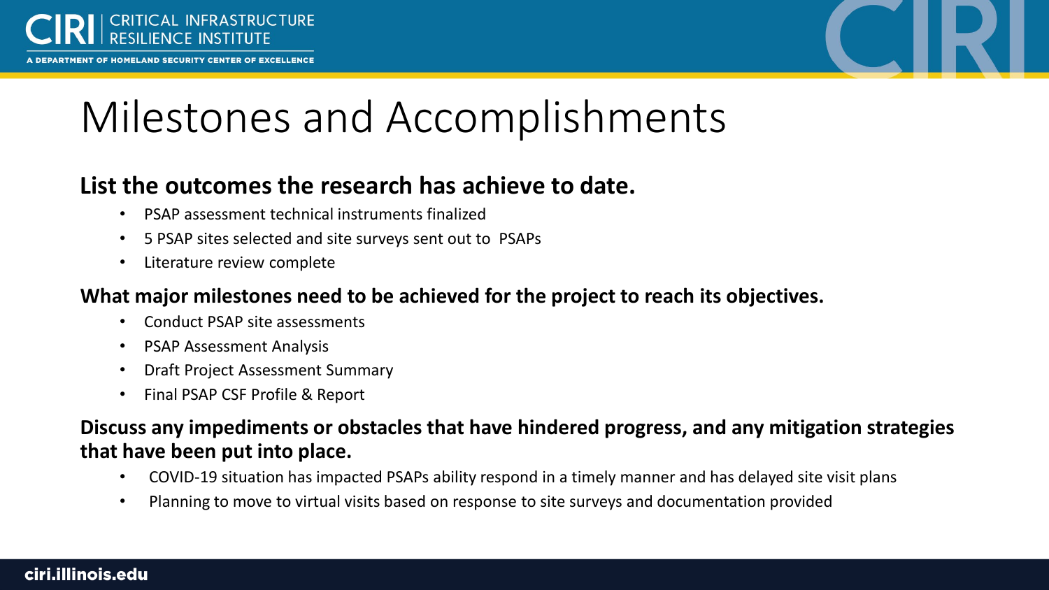# Milestones and Accomplishments

**List the outcomes the research has achieve to date.**

- PSAP assessment technical instruments finalized
- 5 PSAP sites selected and site surveys sent out to PSAPs
- Literature review complete

**What major milestones need to be achieved for the project to reach its objectives.**

- Conduct PSAP site assessments
- PSAP Assessment Analysis
- Draft Project Assessment Summary
- Final PSAP CSF Profile & Report

**Discuss any impediments or obstacles that have hindered progress, and any mitigation strategies that have been put into place.**

- COVID-19 situation has impacted PSAPs ability respond in a timely manner and has delayed site visit plans
- Planning to move to virtual visits based on response to site surveys and documentation provided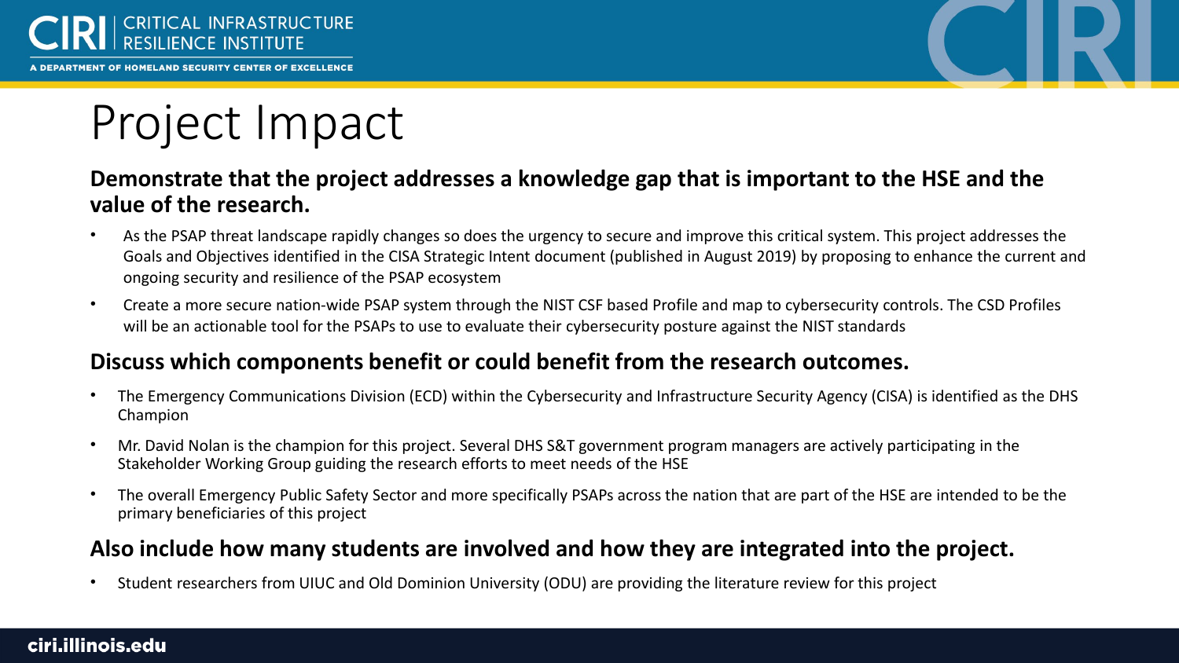# Project Impact

**Demonstrate that the project addresses a knowledge gap that is important to the HSE and the value of the research.**

- As the PSAP threat landscape rapidly changes so does the urgency to secure and improve this critical system. This project addresses the Goals and Objectives identified in the CISA Strategic Intent document (published in August 2019) by proposing to enhance the current and ongoing security and resilience of the PSAP ecosystem
- Create a more secure nation-wide PSAP system through the NIST CSF based Profile and map to cybersecurity controls. The CSD Profiles will be an actionable tool for the PSAPs to use to evaluate their cybersecurity posture against the NIST standards

**Discuss which components benefit or could benefit from the research outcomes.**

- The Emergency Communications Division (ECD) within the Cybersecurity and Infrastructure Security Agency (CISA) is identified as the DHS Champion
- Mr. David Nolan is the champion for this project. Several DHS S&T government program managers are actively participating in the Stakeholder Working Group guiding the research efforts to meet needs of the HSE
- The overall Emergency Public Safety Sector and more specifically PSAPs across the nation that are part of the HSE are intended to be the primary beneficiaries of this project

**Also include how many students are involved and how they are integrated into the project.**

- Student researchers from UIUC and Old Dominion University (ODU) are providing the literature review for this project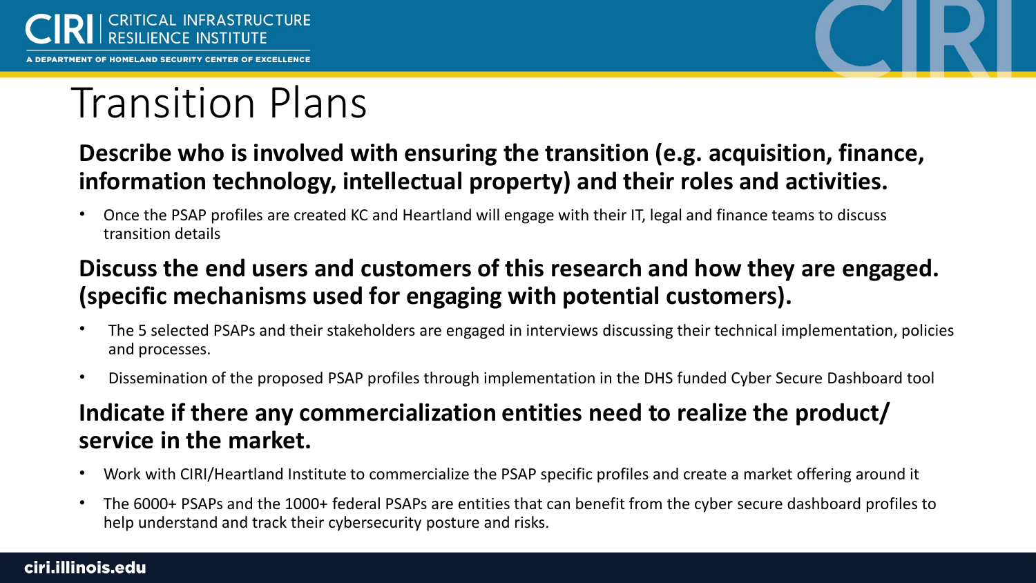# Transition Plans

## Describe who is involved with ensuring the transition (e.g. acquisition, finance, information technology, intellectual property) and their roles and activities.

- Once the PSAP profiles are created KC and Heartland will engage with their IT, legal and finance teams to discuss transition details

## Discuss the end users and customers of this research and how they are engaged. (specific mechanisms used for engaging with potential customers).

- The 5 selected PSAPs and their stakeholders are engaged in interviews discussing their technical implementation, policies and processes.
- Dissemination of the proposed PSAP profiles through implementation in the DHS funded Cyber Secure Dashboard tool

## Indicate if there any commercialization entities need to realize the product/ service in the market.

- Work with CIRI/Heartland Institute to commercialize the PSAP specific profiles and create a market offering around it
- The 6000+ PSAPs and the 1000+ federal PSAPs are entities that can benefit from the cyber secure dashboard profiles to help understand and track their cybersecurity posture and risks.